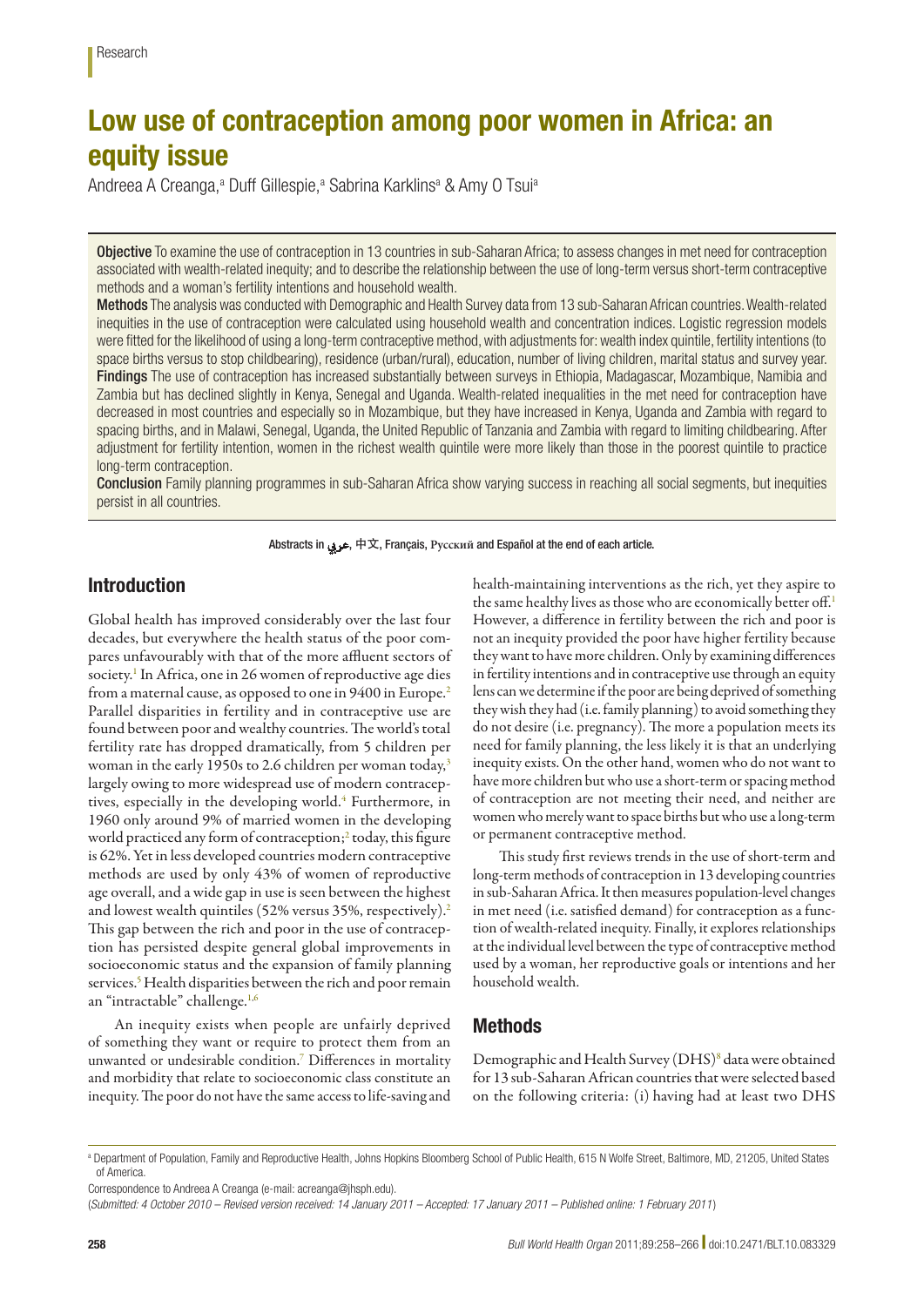Research

# Low use of contraception among poor women in Africa: an equity issue

Andreea A Creanga,[a] Duff Gillespie,[a] Sabrina Karklins[a] & Amy O Tsui[a]

**Objective** To examine the use of contraception in 13 countries in sub-Saharan Africa; to assess changes in met need for contraception associated with wealth-related inequity; and to describe the relationship between the use of long-term versus short-term contraceptive methods and a woman's fertility intentions and household wealth.

**Methods** The analysis was conducted with Demographic and Health Survey data from 13 sub-Saharan African countries. Wealth-related inequities in the use of contraception were calculated using household wealth and concentration indices. Logistic regression models were fitted for the likelihood of using a long-term contraceptive method, with adjustments for: wealth index quintile, fertility intentions (to space births versus to stop childbearing), residence (urban/rural), education, number of living children, marital status and survey year.

**Findings** The use of contraception has increased substantially between surveys in Ethiopia, Madagascar, Mozambique, Namibia and Zambia but has declined slightly in Kenya, Senegal and Uganda. Wealth-related inequalities in the met need for contraception have decreased in most countries and especially so in Mozambique, but they have increased in Kenya, Uganda and Zambia with regard to spacing births, and in Malawi, Senegal, Uganda, the United Republic of Tanzania and Zambia with regard to limiting childbearing. After adjustment for fertility intention, women in the richest wealth quintile were more likely than those in the poorest quintile to practice long-term contraception.

**Conclusion** Family planning programmes in sub-Saharan Africa show varying success in reaching all social segments, but inequities persist in all countries.

Abstracts in عربي, 中文, Français, Русский and Español at the end of each article.

## Introduction

Global health has improved considerably over the last four decades, but everywhere the health status of the poor compares unfavourably with that of the more affluent sectors of society.[1] In Africa, one in 26 women of reproductive age dies from a maternal cause, as opposed to one in 9400 in Europe.[2] Parallel disparities in fertility and in contraceptive use are found between poor and wealthy countries. The world's total fertility rate has dropped dramatically, from 5 children per woman in the early 1950s to 2.6 children per woman today,[3] largely owing to more widespread use of modern contraceptives, especially in the developing world.[4] Furthermore, in 1960 only around 9% of married women in the developing world practiced any form of contraception;[2] today, this figure is 62%. Yet in less developed countries modern contraceptive methods are used by only 43% of women of reproductive age overall, and a wide gap in use is seen between the highest and lowest wealth quintiles (52% versus 35%, respectively).[2] This gap between the rich and poor in the use of contraception has persisted despite general global improvements in socioeconomic status and the expansion of family planning services.[5] Health disparities between the rich and poor remain an "intractable" challenge.[1,6]

An inequity exists when people are unfairly deprived of something they want or require to protect them from an unwanted or undesirable condition.[7] Differences in mortality and morbidity that relate to socioeconomic class constitute an inequity. The poor do not have the same access to life-saving and health-maintaining interventions as the rich, yet they aspire to the same healthy lives as those who are economically better off.[1] However, a difference in fertility between the rich and poor is not an inequity provided the poor have higher fertility because they want to have more children. Only by examining differences in fertility intentions and in contraceptive use through an equity lens can we determine if the poor are being deprived of something they wish they had (i.e. family planning) to avoid something they do not desire (i.e. pregnancy). The more a population meets its need for family planning, the less likely it is that an underlying inequity exists. On the other hand, women who do not want to have more children but who use a short-term or spacing method of contraception are not meeting their need, and neither are women who merely want to space births but who use a long-term or permanent contraceptive method.

This study first reviews trends in the use of short-term and long-term methods of contraception in 13 developing countries in sub-Saharan Africa. It then measures population-level changes in met need (i.e. satisfied demand) for contraception as a function of wealth-related inequity. Finally, it explores relationships at the individual level between the type of contraceptive method used by a woman, her reproductive goals or intentions and her household wealth.

## Methods

Demographic and Health Survey (DHS)[8] data were obtained for 13 sub-Saharan African countries that were selected based on the following criteria: (i) having had at least two DHS

[a] Department of Population, Family and Reproductive Health, Johns Hopkins Bloomberg School of Public Health, 615 N Wolfe Street, Baltimore, MD, 21205, United States of America.

Correspondence to Andreea A Creanga (e-mail: acreanga@jhsph.edu).

(*Submitted: 4 October 2010 – Revised version received: 14 January 2011 – Accepted: 17 January 2011 – Published online: 1 February 2011*)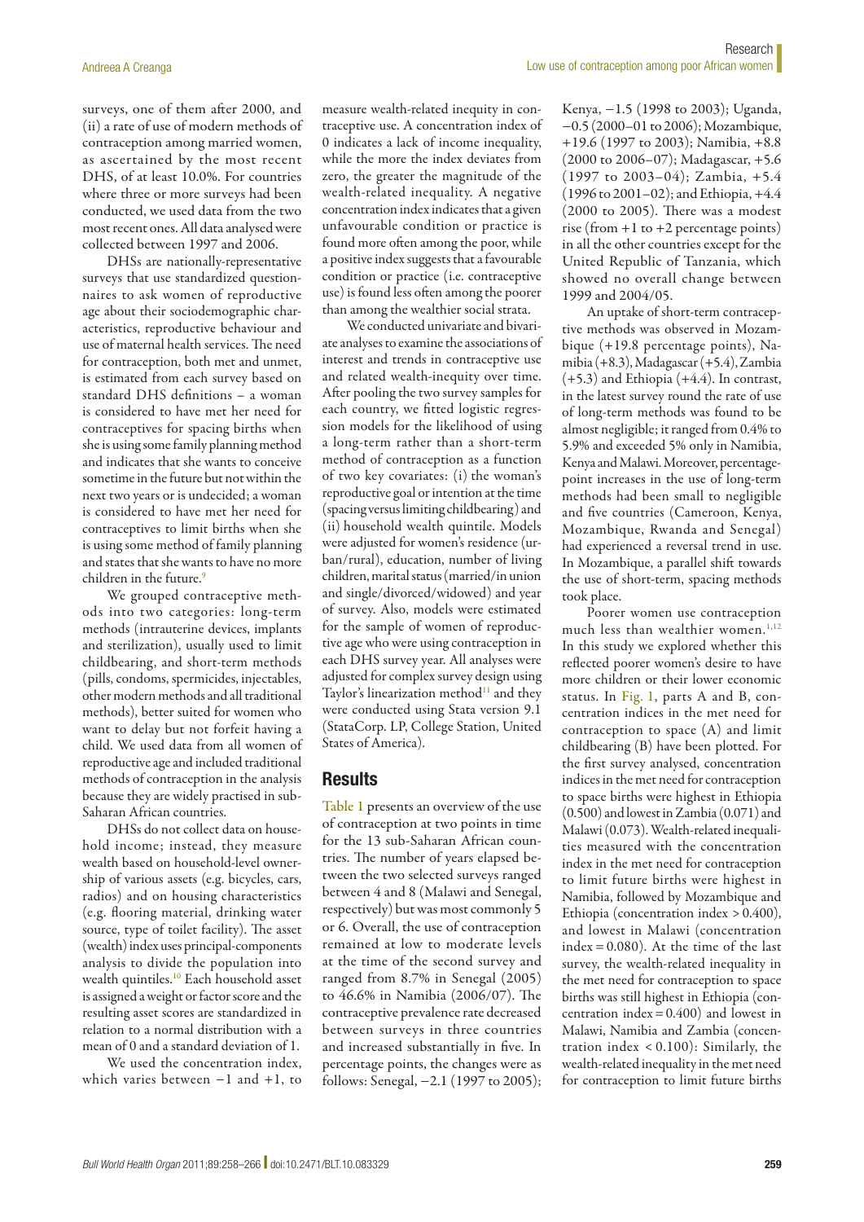surveys, one of them after 2000, and (ii) a rate of use of modern methods of contraception among married women, as ascertained by the most recent DHS, of at least 10.0%. For countries where three or more surveys had been conducted, we used data from the two most recent ones. All data analysed were collected between 1997 and 2006.

DHSs are nationally-representative surveys that use standardized questionnaires to ask women of reproductive age about their sociodemographic characteristics, reproductive behaviour and use of maternal health services. The need for contraception, both met and unmet, is estimated from each survey based on standard DHS definitions – a woman is considered to have met her need for contraceptives for spacing births when she is using some family planning method and indicates that she wants to conceive sometime in the future but not within the next two years or is undecided; a woman is considered to have met her need for contraceptives to limit births when she is using some method of family planning and states that she wants to have no more children in the future.[9]

We grouped contraceptive methods into two categories: long-term methods (intrauterine devices, implants and sterilization), usually used to limit childbearing, and short-term methods (pills, condoms, spermicides, injectables, other modern methods and all traditional methods), better suited for women who want to delay but not forfeit having a child. We used data from all women of reproductive age and included traditional methods of contraception in the analysis because they are widely practised in sub-Saharan African countries.

DHSs do not collect data on household income; instead, they measure wealth based on household-level ownership of various assets (e.g. bicycles, cars, radios) and on housing characteristics (e.g. flooring material, drinking water source, type of toilet facility). The asset (wealth) index uses principal-components analysis to divide the population into wealth quintiles.[10] Each household asset is assigned a weight or factor score and the resulting asset scores are standardized in relation to a normal distribution with a mean of 0 and a standard deviation of 1.

We used the concentration index, which varies between −1 and +1, to measure wealth-related inequity in contraceptive use. A concentration index of 0 indicates a lack of income inequality, while the more the index deviates from zero, the greater the magnitude of the wealth-related inequality. A negative concentration index indicates that a given unfavourable condition or practice is found more often among the poor, while a positive index suggests that a favourable condition or practice (i.e. contraceptive use) is found less often among the poorer than among the wealthier social strata.

We conducted univariate and bivariate analyses to examine the associations of interest and trends in contraceptive use and related wealth-inequity over time. After pooling the two survey samples for each country, we fitted logistic regression models for the likelihood of using a long-term rather than a short-term method of contraception as a function of two key covariates: (i) the woman's reproductive goal or intention at the time (spacing versus limiting childbearing) and (ii) household wealth quintile. Models were adjusted for women's residence (urban/rural), education, number of living children, marital status (married/in union and single/divorced/widowed) and year of survey. Also, models were estimated for the sample of women of reproductive age who were using contraception in each DHS survey year. All analyses were adjusted for complex survey design using Taylor's linearization method[11] and they were conducted using Stata version 9.1 (StataCorp. LP, College Station, United States of America).

## Results

Table 1 presents an overview of the use of contraception at two points in time for the 13 sub-Saharan African countries. The number of years elapsed between the two selected surveys ranged between 4 and 8 (Malawi and Senegal, respectively) but was most commonly 5 or 6. Overall, the use of contraception remained at low to moderate levels at the time of the second survey and ranged from 8.7% in Senegal (2005) to 46.6% in Namibia (2006/07). The contraceptive prevalence rate decreased between surveys in three countries and increased substantially in five. In percentage points, the changes were as follows: Senegal, −2.1 (1997 to 2005); Kenya, −1.5 (1998 to 2003); Uganda, −0.5 (2000–01 to 2006); Mozambique, +19.6 (1997 to 2003); Namibia, +8.8 (2000 to 2006–07); Madagascar, +5.6 (1997 to 2003–04); Zambia, +5.4 (1996 to 2001–02); and Ethiopia, +4.4 (2000 to 2005). There was a modest rise (from +1 to +2 percentage points) in all the other countries except for the United Republic of Tanzania, which showed no overall change between 1999 and 2004/05.

An uptake of short-term contraceptive methods was observed in Mozambique (+19.8 percentage points), Namibia (+8.3), Madagascar (+5.4), Zambia (+5.3) and Ethiopia (+4.4). In contrast, in the latest survey round the rate of use of long-term methods was found to be almost negligible; it ranged from 0.4% to 5.9% and exceeded 5% only in Namibia, Kenya and Malawi. Moreover, percentage-point increases in the use of long-term methods had been small to negligible and five countries (Cameroon, Kenya, Mozambique, Rwanda and Senegal) had experienced a reversal trend in use. In Mozambique, a parallel shift towards the use of short-term, spacing methods took place.

Poorer women use contraception much less than wealthier women.[1,12] In this study we explored whether this reflected poorer women's desire to have more children or their lower economic status. In Fig. 1, parts A and B, concentration indices in the met need for contraception to space (A) and limit childbearing (B) have been plotted. For the first survey analysed, concentration indices in the met need for contraception to space births were highest in Ethiopia (0.500) and lowest in Zambia (0.071) and Malawi (0.073). Wealth-related inequalities measured with the concentration index in the met need for contraception to limit future births were highest in Namibia, followed by Mozambique and Ethiopia (concentration index > 0.400), and lowest in Malawi (concentration index = 0.080). At the time of the last survey, the wealth-related inequality in the met need for contraception to space births was still highest in Ethiopia (concentration index = 0.400) and lowest in Malawi, Namibia and Zambia (concentration index < 0.100): Similarly, the wealth-related inequality in the met need for contraception to limit future births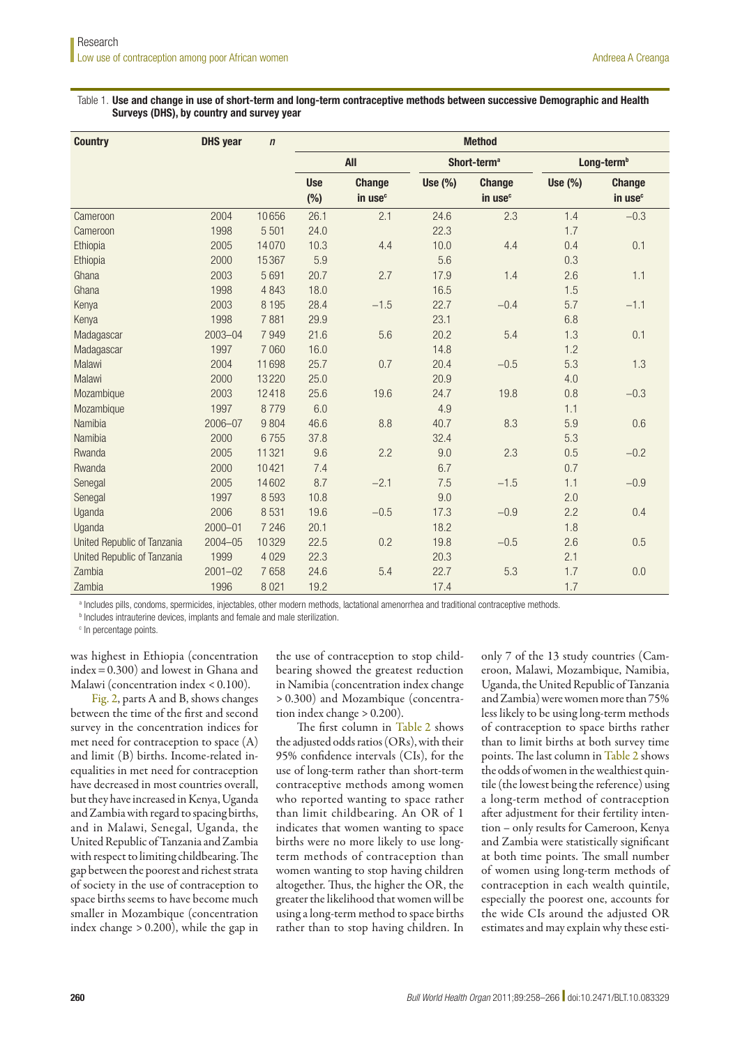Table 1. **Use and change in use of short-term and long-term contraceptive methods between successive Demographic and Health Surveys (DHS), by country and survey year**

| Country | DHS year | *n* | Method | | | | | |
|---|---|---|---|---|---|---|---|---|
| | | | All | | Short-term[a] | | Long-term[b] | |
| | | | Use (%) | Change in use[c] | Use (%) | Change in use[c] | Use (%) | Change in use[c] |
| Cameroon | 2004 | 10656 | 26.1 | 2.1 | 24.6 | 2.3 | 1.4 | −0.3 |
| Cameroon | 1998 | 5501 | 24.0 | | 22.3 | | 1.7 | |
| Ethiopia | 2005 | 14070 | 10.3 | 4.4 | 10.0 | 4.4 | 0.4 | 0.1 |
| Ethiopia | 2000 | 15367 | 5.9 | | 5.6 | | 0.3 | |
| Ghana | 2003 | 5691 | 20.7 | 2.7 | 17.9 | 1.4 | 2.6 | 1.1 |
| Ghana | 1998 | 4843 | 18.0 | | 16.5 | | 1.5 | |
| Kenya | 2003 | 8195 | 28.4 | −1.5 | 22.7 | −0.4 | 5.7 | −1.1 |
| Kenya | 1998 | 7881 | 29.9 | | 23.1 | | 6.8 | |
| Madagascar | 2003–04 | 7949 | 21.6 | 5.6 | 20.2 | 5.4 | 1.3 | 0.1 |
| Madagascar | 1997 | 7060 | 16.0 | | 14.8 | | 1.2 | |
| Malawi | 2004 | 11698 | 25.7 | 0.7 | 20.4 | −0.5 | 5.3 | 1.3 |
| Malawi | 2000 | 13220 | 25.0 | | 20.9 | | 4.0 | |
| Mozambique | 2003 | 12418 | 25.6 | 19.6 | 24.7 | 19.8 | 0.8 | −0.3 |
| Mozambique | 1997 | 8779 | 6.0 | | 4.9 | | 1.1 | |
| Namibia | 2006–07 | 9804 | 46.6 | 8.8 | 40.7 | 8.3 | 5.9 | 0.6 |
| Namibia | 2000 | 6755 | 37.8 | | 32.4 | | 5.3 | |
| Rwanda | 2005 | 11321 | 9.6 | 2.2 | 9.0 | 2.3 | 0.5 | −0.2 |
| Rwanda | 2000 | 10421 | 7.4 | | 6.7 | | 0.7 | |
| Senegal | 2005 | 14602 | 8.7 | −2.1 | 7.5 | −1.5 | 1.1 | −0.9 |
| Senegal | 1997 | 8593 | 10.8 | | 9.0 | | 2.0 | |
| Uganda | 2006 | 8531 | 19.6 | −0.5 | 17.3 | −0.9 | 2.2 | 0.4 |
| Uganda | 2000–01 | 7246 | 20.1 | | 18.2 | | 1.8 | |
| United Republic of Tanzania | 2004–05 | 10329 | 22.5 | 0.2 | 19.8 | −0.5 | 2.6 | 0.5 |
| United Republic of Tanzania | 1999 | 4029 | 22.3 | | 20.3 | | 2.1 | |
| Zambia | 2001–02 | 7658 | 24.6 | 5.4 | 22.7 | 5.3 | 1.7 | 0.0 |
| Zambia | 1996 | 8021 | 19.2 | | 17.4 | | 1.7 | |

[a] Includes pills, condoms, spermicides, injectables, other modern methods, lactational amenorrhea and traditional contraceptive methods.

[b] Includes intrauterine devices, implants and female and male sterilization.

[c] In percentage points.

was highest in Ethiopia (concentration index = 0.300) and lowest in Ghana and Malawi (concentration index < 0.100).

Fig. 2, parts A and B, shows changes between the time of the first and second survey in the concentration indices for met need for contraception to space (A) and limit (B) births. Income-related inequalities in met need for contraception have decreased in most countries overall, but they have increased in Kenya, Uganda and Zambia with regard to spacing births, and in Malawi, Senegal, Uganda, the United Republic of Tanzania and Zambia with respect to limiting childbearing. The gap between the poorest and richest strata of society in the use of contraception to space births seems to have become much smaller in Mozambique (concentration index change > 0.200), while the gap in the use of contraception to stop childbearing showed the greatest reduction in Namibia (concentration index change > 0.300) and Mozambique (concentration index change > 0.200).

The first column in Table 2 shows the adjusted odds ratios (ORs), with their 95% confidence intervals (CIs), for the use of long-term rather than short-term contraceptive methods among women who reported wanting to space rather than limit childbearing. An OR of 1 indicates that women wanting to space births were no more likely to use long-term methods of contraception than women wanting to stop having children altogether. Thus, the higher the OR, the greater the likelihood that women will be using a long-term method to space births rather than to stop having children. In only 7 of the 13 study countries (Cameroon, Malawi, Mozambique, Namibia, Uganda, the United Republic of Tanzania and Zambia) were women more than 75% less likely to be using long-term methods of contraception to space births rather than to limit births at both survey time points. The last column in Table 2 shows the odds of women in the wealthiest quintile (the lowest being the reference) using a long-term method of contraception after adjustment for their fertility intention – only results for Cameroon, Kenya and Zambia were statistically significant at both time points. The small number of women using long-term methods of contraception in each wealth quintile, especially the poorest one, accounts for the wide CIs around the adjusted OR estimates and may explain why these esti-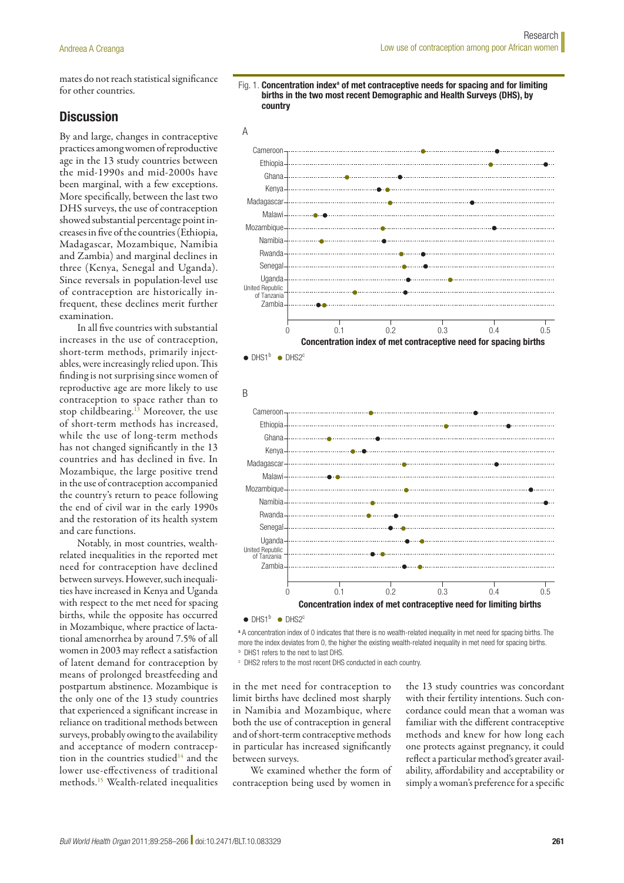mates do not reach statistical significance for other countries.

## Discussion

By and large, changes in contraceptive practices among women of reproductive age in the 13 study countries between the mid-1990s and mid-2000s have been marginal, with a few exceptions. More specifically, between the last two DHS surveys, the use of contraception showed substantial percentage point increases in five of the countries (Ethiopia, Madagascar, Mozambique, Namibia and Zambia) and marginal declines in three (Kenya, Senegal and Uganda). Since reversals in population-level use of contraception are historically infrequent, these declines merit further examination.

In all five countries with substantial increases in the use of contraception, short-term methods, primarily injectables, were increasingly relied upon. This finding is not surprising since women of reproductive age are more likely to use contraception to space rather than to stop childbearing.[13] Moreover, the use of short-term methods has increased, while the use of long-term methods has not changed significantly in the 13 countries and has declined in five. In Mozambique, the large positive trend in the use of contraception accompanied the country's return to peace following the end of civil war in the early 1990s and the restoration of its health system and care functions.

Notably, in most countries, wealth-related inequalities in the reported met need for contraception have declined between surveys. However, such inequalities have increased in Kenya and Uganda with respect to the met need for spacing births, while the opposite has occurred in Mozambique, where practice of lactational amenorrhea by around 7.5% of all women in 2003 may reflect a satisfaction of latent demand for contraception by means of prolonged breastfeeding and postpartum abstinence. Mozambique is the only one of the 13 study countries that experienced a significant increase in reliance on traditional methods between surveys, probably owing to the availability and acceptance of modern contraception in the countries studied[14] and the lower use-effectiveness of traditional methods.[15] Wealth-related inequalities in the met need for contraception to limit births have declined most sharply in Namibia and Mozambique, where both the use of contraception in general and of short-term contraceptive methods in particular has increased significantly between surveys.

We examined whether the form of contraception being used by women in the 13 study countries was concordant with their fertility intentions. Such concordance could mean that a woman was familiar with the different contraceptive methods and knew for how long each one protects against pregnancy, it could reflect a particular method's greater availability, affordability and acceptability or simply a woman's preference for a specific

Fig. 1. **Concentration index[a] of met contraceptive needs for spacing and for limiting births in the two most recent Demographic and Health Surveys (DHS), by country**

[a] A concentration index of 0 indicates that there is no wealth-related inequality in met need for spacing births. The more the index deviates from 0, the higher the existing wealth-related inequality in met need for spacing births.
[b] DHS1 refers to the next to last DHS.
[c] DHS2 refers to the most recent DHS conducted in each country.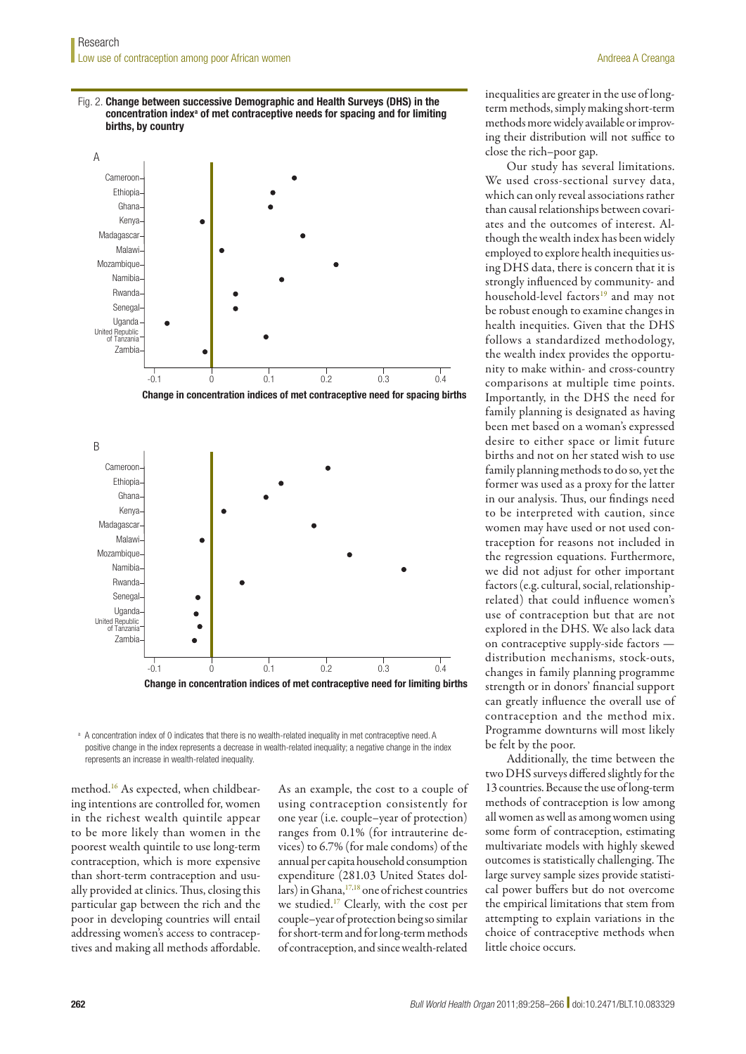Fig. 2. **Change between successive Demographic and Health Surveys (DHS) in the concentration index[a] of met contraceptive needs for spacing and for limiting births, by country**

A

Cameroon
Ethiopia
Ghana
Kenya
Madagascar
Malawi
Mozambique
Namibia
Rwanda
Senegal
Uganda
United Republic of Tanzania
Zambia

-0.1 0 0.1 0.2 0.3 0.4

**Change in concentration indices of met contraceptive need for spacing births**

B

Cameroon
Ethiopia
Ghana
Kenya
Madagascar
Malawi
Mozambique
Namibia
Rwanda
Senegal
Uganda
United Republic of Tanzania
Zambia

-0.1 0 0.1 0.2 0.3 0.4

**Change in concentration indices of met contraceptive need for limiting births**

[a] A concentration index of 0 indicates that there is no wealth-related inequality in met contraceptive need. A positive change in the index represents a decrease in wealth-related inequality; a negative change in the index represents an increase in wealth-related inequality.

method.[16] As expected, when childbearing intentions are controlled for, women in the richest wealth quintile appear to be more likely than women in the poorest wealth quintile to use long-term contraception, which is more expensive than short-term contraception and usually provided at clinics. Thus, closing this particular gap between the rich and the poor in developing countries will entail addressing women's access to contraceptives and making all methods affordable. As an example, the cost to a couple of using contraception consistently for one year (i.e. couple–year of protection) ranges from 0.1% (for intrauterine devices) to 6.7% (for male condoms) of the annual per capita household consumption expenditure (281.03 United States dollars) in Ghana,[17,18] one of richest countries we studied.[17] Clearly, with the cost per couple–year of protection being so similar for short-term and for long-term methods of contraception, and since wealth-related inequalities are greater in the use of long-term methods, simply making short-term methods more widely available or improving their distribution will not suffice to close the rich–poor gap.

Our study has several limitations. We used cross-sectional survey data, which can only reveal associations rather than causal relationships between covariates and the outcomes of interest. Although the wealth index has been widely employed to explore health inequities using DHS data, there is concern that it is strongly influenced by community- and household-level factors[19] and may not be robust enough to examine changes in health inequities. Given that the DHS follows a standardized methodology, the wealth index provides the opportunity to make within- and cross-country comparisons at multiple time points. Importantly, in the DHS the need for family planning is designated as having been met based on a woman's expressed desire to either space or limit future births and not on her stated wish to use family planning methods to do so, yet the former was used as a proxy for the latter in our analysis. Thus, our findings need to be interpreted with caution, since women may have used or not used contraception for reasons not included in the regression equations. Furthermore, we did not adjust for other important factors (e.g. cultural, social, relationship-related) that could influence women's use of contraception but that are not explored in the DHS. We also lack data on contraceptive supply-side factors — distribution mechanisms, stock-outs, changes in family planning programme strength or in donors' financial support can greatly influence the overall use of contraception and the method mix. Programme downturns will most likely be felt by the poor.

Additionally, the time between the two DHS surveys differed slightly for the 13 countries. Because the use of long-term methods of contraception is low among all women as well as among women using some form of contraception, estimating multivariate models with highly skewed outcomes is statistically challenging. The large survey sample sizes provide statistical power buffers but do not overcome the empirical limitations that stem from attempting to explain variations in the choice of contraceptive methods when little choice occurs.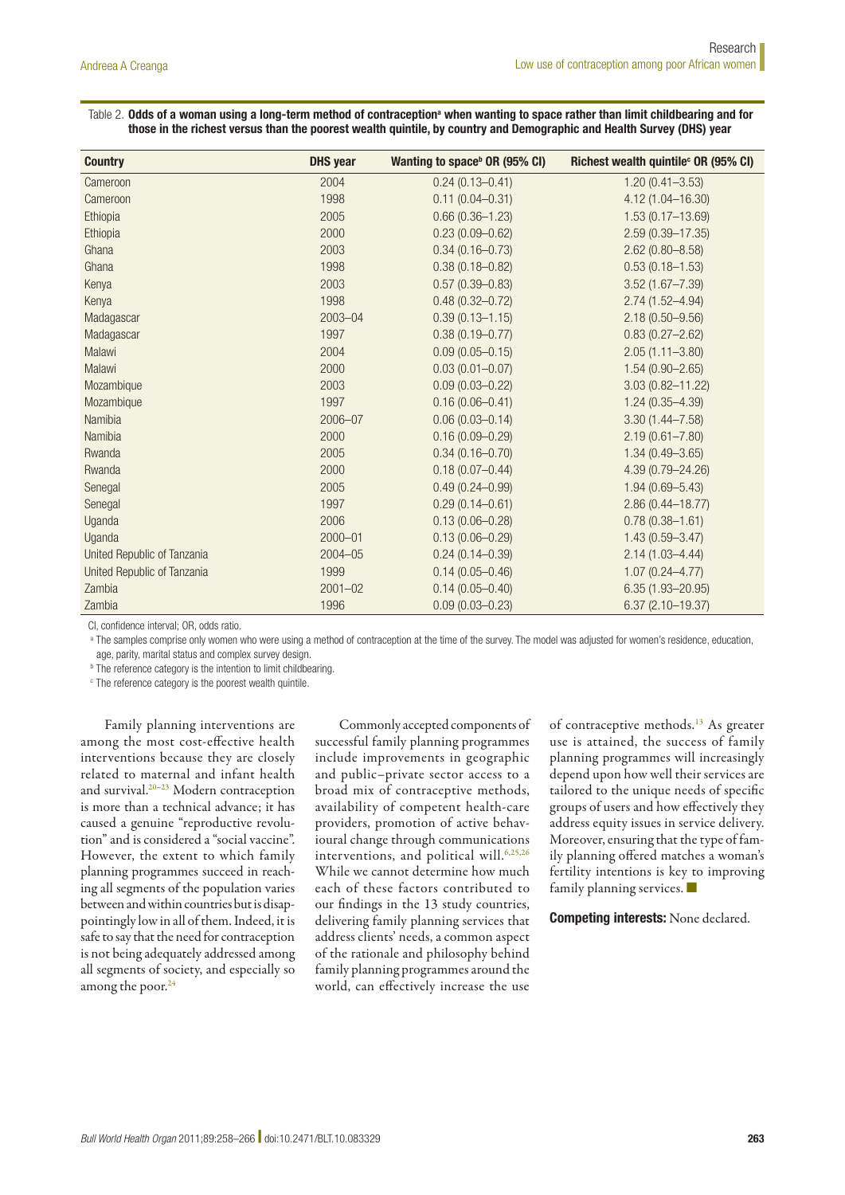Table 2. **Odds of a woman using a long-term method of contraception[a] when wanting to space rather than limit childbearing and for those in the richest versus than the poorest wealth quintile, by country and Demographic and Health Survey (DHS) year**

| Country | DHS year | Wanting to space[b] OR (95% CI) | Richest wealth quintile[c] OR (95% CI) |
|---|---|---|---|
| Cameroon | 2004 | 0.24 (0.13–0.41) | 1.20 (0.41–3.53) |
| Cameroon | 1998 | 0.11 (0.04–0.31) | 4.12 (1.04–16.30) |
| Ethiopia | 2005 | 0.66 (0.36–1.23) | 1.53 (0.17–13.69) |
| Ethiopia | 2000 | 0.23 (0.09–0.62) | 2.59 (0.39–17.35) |
| Ghana | 2003 | 0.34 (0.16–0.73) | 2.62 (0.80–8.58) |
| Ghana | 1998 | 0.38 (0.18–0.82) | 0.53 (0.18–1.53) |
| Kenya | 2003 | 0.57 (0.39–0.83) | 3.52 (1.67–7.39) |
| Kenya | 1998 | 0.48 (0.32–0.72) | 2.74 (1.52–4.94) |
| Madagascar | 2003–04 | 0.39 (0.13–1.15) | 2.18 (0.50–9.56) |
| Madagascar | 1997 | 0.38 (0.19–0.77) | 0.83 (0.27–2.62) |
| Malawi | 2004 | 0.09 (0.05–0.15) | 2.05 (1.11–3.80) |
| Malawi | 2000 | 0.03 (0.01–0.07) | 1.54 (0.90–2.65) |
| Mozambique | 2003 | 0.09 (0.03–0.22) | 3.03 (0.82–11.22) |
| Mozambique | 1997 | 0.16 (0.06–0.41) | 1.24 (0.35–4.39) |
| Namibia | 2006–07 | 0.06 (0.03–0.14) | 3.30 (1.44–7.58) |
| Namibia | 2000 | 0.16 (0.09–0.29) | 2.19 (0.61–7.80) |
| Rwanda | 2005 | 0.34 (0.16–0.70) | 1.34 (0.49–3.65) |
| Rwanda | 2000 | 0.18 (0.07–0.44) | 4.39 (0.79–24.26) |
| Senegal | 2005 | 0.49 (0.24–0.99) | 1.94 (0.69–5.43) |
| Senegal | 1997 | 0.29 (0.14–0.61) | 2.86 (0.44–18.77) |
| Uganda | 2006 | 0.13 (0.06–0.28) | 0.78 (0.38–1.61) |
| Uganda | 2000–01 | 0.13 (0.06–0.29) | 1.43 (0.59–3.47) |
| United Republic of Tanzania | 2004–05 | 0.24 (0.14–0.39) | 2.14 (1.03–4.44) |
| United Republic of Tanzania | 1999 | 0.14 (0.05–0.46) | 1.07 (0.24–4.77) |
| Zambia | 2001–02 | 0.14 (0.05–0.40) | 6.35 (1.93–20.95) |
| Zambia | 1996 | 0.09 (0.03–0.23) | 6.37 (2.10–19.37) |

CI, confidence interval; OR, odds ratio.

[a] The samples comprise only women who were using a method of contraception at the time of the survey. The model was adjusted for women's residence, education, age, parity, marital status and complex survey design.

[b] The reference category is the intention to limit childbearing.

[c] The reference category is the poorest wealth quintile.

Family planning interventions are among the most cost-effective health interventions because they are closely related to maternal and infant health and survival.[20–23] Modern contraception is more than a technical advance; it has caused a genuine "reproductive revolution" and is considered a "social vaccine". However, the extent to which family planning programmes succeed in reaching all segments of the population varies between and within countries but is disappointingly low in all of them. Indeed, it is safe to say that the need for contraception is not being adequately addressed among all segments of society, and especially so among the poor.[24]

Commonly accepted components of successful family planning programmes include improvements in geographic and public–private sector access to a broad mix of contraceptive methods, availability of competent health-care providers, promotion of active behavioural change through communications interventions, and political will.[6,25,26] While we cannot determine how much each of these factors contributed to our findings in the 13 study countries, delivering family planning services that address clients' needs, a common aspect of the rationale and philosophy behind family planning programmes around the world, can effectively increase the use of contraceptive methods.[13] As greater use is attained, the success of family planning programmes will increasingly depend upon how well their services are tailored to the unique needs of specific groups of users and how effectively they address equity issues in service delivery. Moreover, ensuring that the type of family planning offered matches a woman's fertility intentions is key to improving family planning services. ■

**Competing interests:** None declared.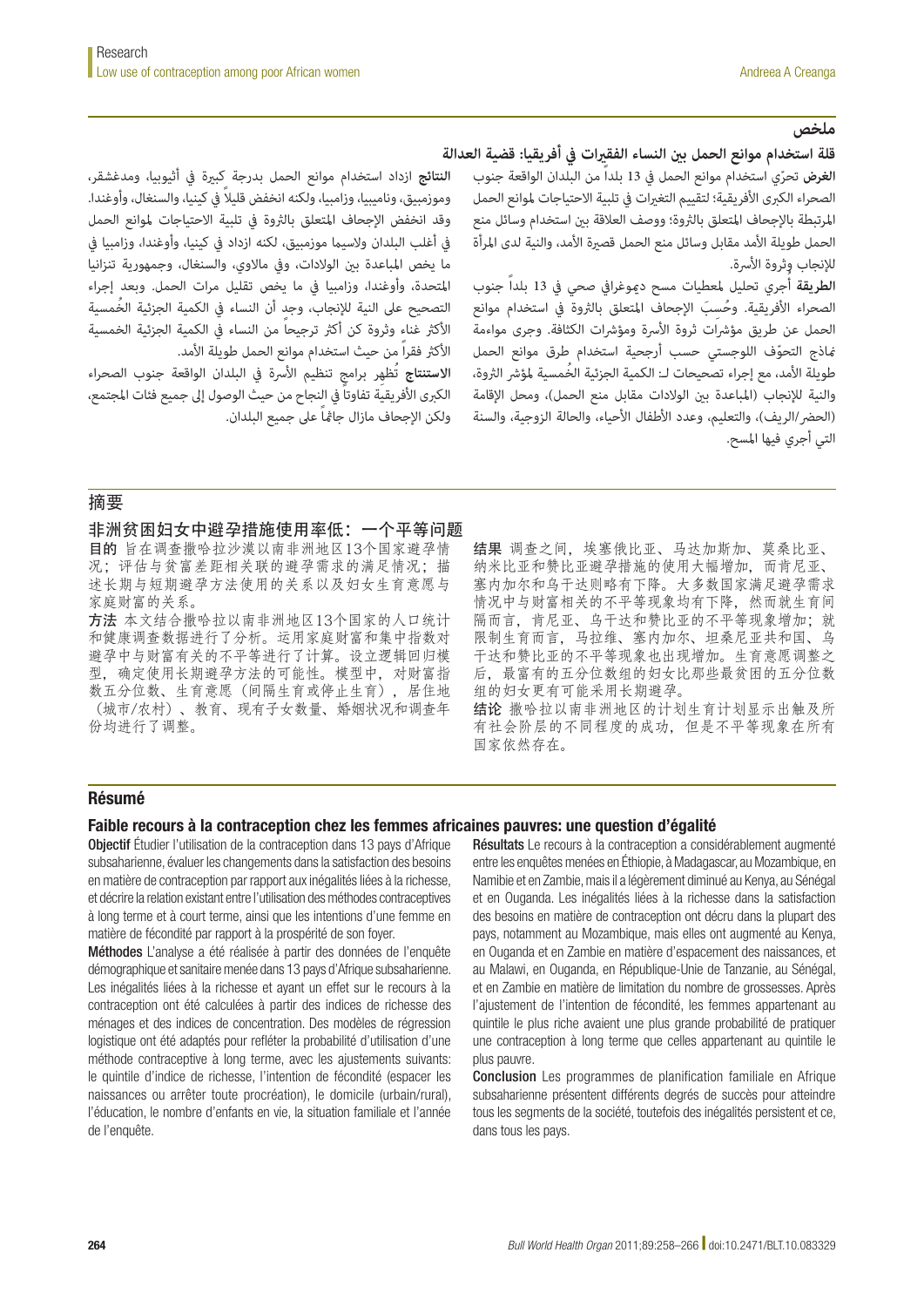## ملخص

### قلة استخدام موانع الحمل بين النساء الفقيرات في أفريقيا: قضية العدالة

**الغرض** تحرّي استخدام موانع الحمل في 13 بلداً من البلدان الواقعة جنوب الصحراء الكبرى الأفريقية؛ لتقييم التغيرات في تلبية الاحتياجات لموانع الحمل المرتبطة بالإجحاف المتعلق بالثروة؛ ووصف العلاقة بين استخدام وسائل منع الحمل طويلة الأمد مقابل وسائل منع الحمل قصيرة الأمد، والنية لدى المرأة للإنجاب وثروة الأسرة.

**الطريقة** أُجري تحليل لمعطيات مسح ديموغرافي صحي في 13 بلداً جنوب الصحراء الأفريقية. وحُسِبَ الإجحاف المتعلق بالثروة في استخدام موانع الحمل عن طريق مؤشرات ثروة الأسرة ومؤشرات الكثافة. وجرى مواءمة نماذج التحوّف اللوجستي حسب أرجحية استخدام طرق موانع الحمل طويلة الأمد، مع إجراء تصحيحات لـ الكمية الجزئية الخُمسية لمؤشر الثروة، والنية للإنجاب (المباعدة بين الولادات مقابل منع الحمل)، ومحل الإقامة (الحضر/الريف)، والتعليم، وعدد الأطفال الأحياء، والحالة الزوجية، والسنة التي أجري فيها المسح.

**النتائج** ازداد استخدام موانع الحمل بدرجة كبيرة في أثيوبيا، ومدغشقر، وموزمبيق، وناميبيا، وزامبيا، ولكنه انخفض قليلاً في كينيا، والسنغال، وأوغندا. وقد انخفض الإجحاف المتعلق بالثروة في تلبية الاحتياجات لموانع الحمل في أغلب البلدان ولاسيما موزمبيق، لكنه ازداد في كينيا، وأوغندا، وزامبيا في ما يخص المباعدة بين الولادات، وفي مالاوي، والسنغال، وجمهورية تنزانيا المتحدة، وأوغندا، وزامبيا في ما يخص تقليل مرات الحمل. وبعد إجراء التصحيح على النية للإنجاب، وجد أن النساء في الكمية الجزئية الخُمسية الأكثر غناء وثروة كن أكثر ترجيحاً من النساء في الكمية الجزئية الخمسية الأكثر فقراً من حيث استخدام موانع الحمل طويلة الأمد.

**الاستنتاج** تُظهِر برامج تنظيم الأسرة في البلدان الواقعة جنوب الصحراء الكبرى الأفريقية تفاوتاً في النجاح من حيث الوصول إلى جميع فئات المجتمع، ولكن الإجحاف مازال جاثماً على جميع البلدان.

## 摘要

### 非洲贫困妇女中避孕措施使用率低：一个平等问题

**目的** 旨在调查撒哈拉沙漠以南非洲地区13个国家避孕情况；评估与贫富差距相关联的避孕需求的满足情况；描述长期与短期避孕方法使用的关系以及妇女生育意愿与家庭财富的关系。

**方法** 本文结合撒哈拉以南非洲地区13个国家的人口统计和健康调查数据进行了分析。运用家庭财富和集中指数对避孕中与财富有关的不平等进行了计算。设立逻辑回归模型，确定使用长期避孕方法的可能性。模型中，对财富指数五分位数、生育意愿（间隔生育或停止生育），居住地（城市/农村）、教育、现有子女数量、婚姻状况和调查年份均进行了调整。

**结果** 调查之间，埃塞俄比亚、马达加斯加、莫桑比亚、纳米比亚和赞比亚避孕措施的使用大幅增加，而肯尼亚、塞内加尔和乌干达则略有下降。大多数国家满足避孕需求情况中与财富相关的不平等现象均有下降，然而就生育间隔而言，肯尼亚、乌干达和赞比亚的不平等现象增加；就限制生育而言，马拉维、塞内加尔、坦桑尼亚共和国、乌干达和赞比亚的不平等现象也出现增加。生育意愿调整之后，最富有的五分位数组的妇女比那些最贫困的五分位数组的妇女更有可能采用长期避孕。

**结论** 撒哈拉以南非洲地区的计划生育计划显示出触及所有社会阶层的不同程度的成功，但是不平等现象在所有国家依然存在。

## Résumé

### Faible recours à la contraception chez les femmes africaines pauvres: une question d'égalité

**Objectif** Étudier l'utilisation de la contraception dans 13 pays d'Afrique subsaharienne, évaluer les changements dans la satisfaction des besoins en matière de contraception par rapport aux inégalités liées à la richesse, et décrire la relation existant entre l'utilisation des méthodes contraceptives à long terme et à court terme, ainsi que les intentions d'une femme en matière de fécondité par rapport à la prospérité de son foyer.

**Méthodes** L'analyse a été réalisée à partir des données de l'enquête démographique et sanitaire menée dans 13 pays d'Afrique subsaharienne. Les inégalités liées à la richesse et ayant un effet sur le recours à la contraception ont été calculées à partir des indices de richesse des ménages et des indices de concentration. Des modèles de régression logistique ont été adaptés pour refléter la probabilité d'utilisation d'une méthode contraceptive à long terme, avec les ajustements suivants: le quintile d'indice de richesse, l'intention de fécondité (espacer les naissances ou arrêter toute procréation), le domicile (urbain/rural), l'éducation, le nombre d'enfants en vie, la situation familiale et l'année de l'enquête.

**Résultats** Le recours à la contraception a considérablement augmenté entre les enquêtes menées en Éthiopie, à Madagascar, au Mozambique, en Namibie et en Zambie, mais il a légèrement diminué au Kenya, au Sénégal et en Ouganda. Les inégalités liées à la richesse dans la satisfaction des besoins en matière de contraception ont décru dans la plupart des pays, notamment au Mozambique, mais elles ont augmenté au Kenya, en Ouganda et en Zambie en matière d'espacement des naissances, et au Malawi, en Ouganda, en République-Unie de Tanzanie, au Sénégal, et en Zambie en matière de limitation du nombre de grossesses. Après l'ajustement de l'intention de fécondité, les femmes appartenant au quintile le plus riche avaient une plus grande probabilité de pratiquer une contraception à long terme que celles appartenant au quintile le plus pauvre.

**Conclusion** Les programmes de planification familiale en Afrique subsaharienne présentent différents degrés de succès pour atteindre tous les segments de la société, toutefois des inégalités persistent et ce, dans tous les pays.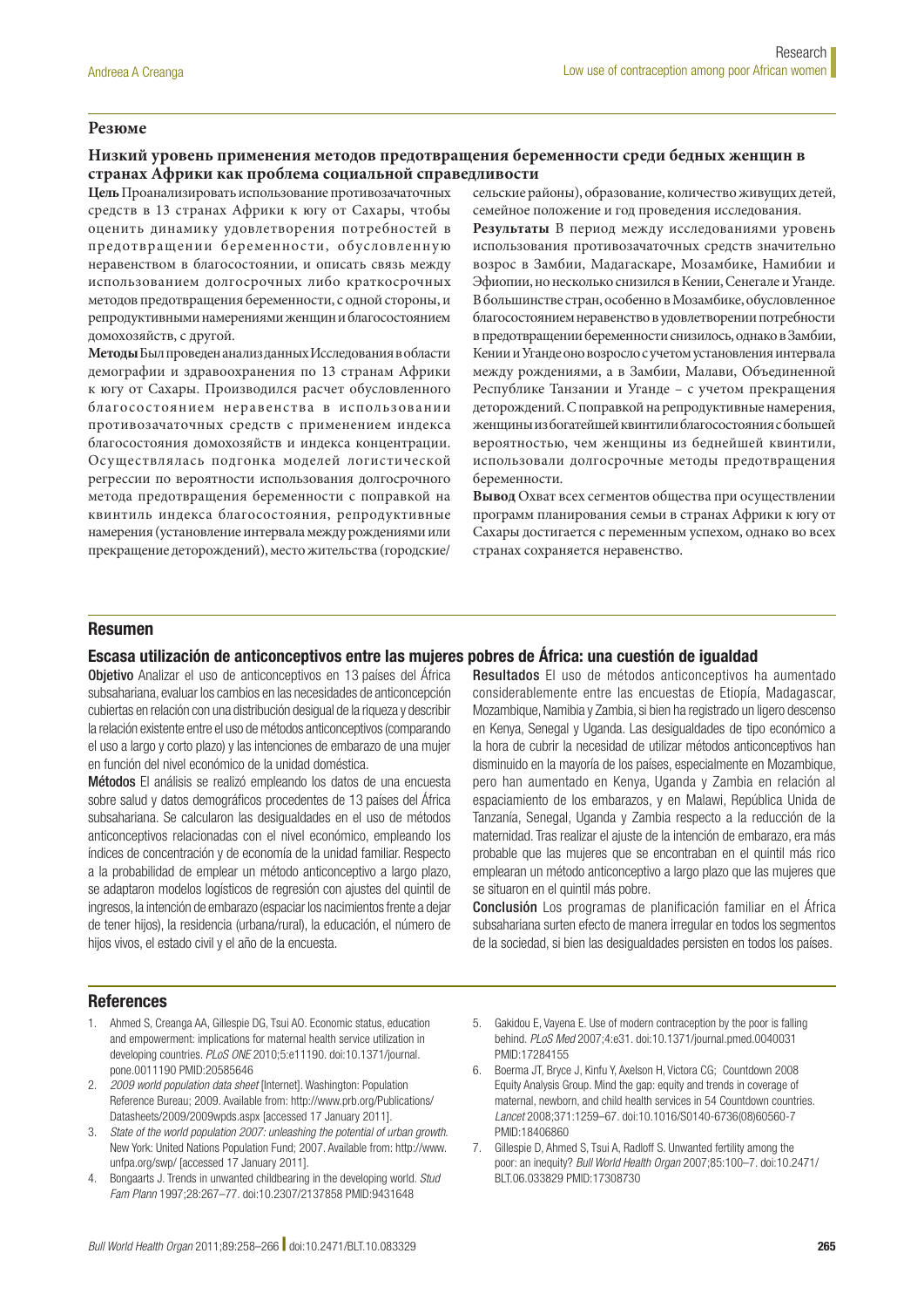## Резюме

### Низкий уровень применения методов предотвращения беременности среди бедных женщин в странах Африки как проблема социальной справедливости

**Цель** Проанализировать использование противозачаточных средств в 13 странах Африки к югу от Сахары, чтобы оценить динамику удовлетворения потребностей в предотвращении беременности, обусловленную неравенством в благосостоянии, и описать связь между использованием долгосрочных либо краткосрочных методов предотвращения беременности, с одной стороны, и репродуктивными намерениями женщин и благосостоянием домохозяйств, с другой.

**Методы** Был проведен анализ данных Исследования в области демографии и здравоохранения по 13 странам Африки к югу от Сахары. Производился расчет обусловленного благосостоянием неравенства в использовании противозачаточных средств с применением индекса благосостояния домохозяйств и индекса концентрации. Осуществлялась подгонка моделей логистической регрессии по вероятности использования долгосрочного метода предотвращения беременности с поправкой на квинтиль индекса благосостояния, репродуктивные намерения (установление интервала между рождениями или прекращение деторождений), место жительства (городские/сельские районы), образование, количество живущих детей, семейное положение и год проведения исследования.

**Результаты** В период между исследованиями уровень использования противозачаточных средств значительно возрос в Замбии, Мадагаскаре, Мозамбике, Намибии и Эфиопии, но несколько снизился в Кении, Сенегале и Уганде. В большинстве стран, особенно в Мозамбике, обусловленное благосостоянием неравенство в удовлетворении потребности в предотвращении беременности снизилось, однако в Замбии, Кении и Уганде оно возросло с учетом установления интервала между рождениями, а в Замбии, Малави, Объединенной Республике Танзании и Уганде – с учетом прекращения деторождений. С поправкой на репродуктивные намерения, женщины из богатейшей квинтили благосостояния с большей вероятностью, чем женщины из беднейшей квинтили, использовали долгосрочные методы предотвращения беременности.

**Вывод** Охват всех сегментов общества при осуществлении программ планирования семьи в странах Африки к югу от Сахары достигается с переменным успехом, однако во всех странах сохраняется неравенство.

## Resumen

### Escasa utilización de anticonceptivos entre las mujeres pobres de África: una cuestión de igualdad

**Objetivo** Analizar el uso de anticonceptivos en 13 países del África subsahariana, evaluar los cambios en las necesidades de anticoncepción cubiertas en relación con una distribución desigual de la riqueza y describir la relación existente entre el uso de métodos anticonceptivos (comparando el uso a largo y corto plazo) y las intenciones de embarazo de una mujer en función del nivel económico de la unidad doméstica.

**Métodos** El análisis se realizó empleando los datos de una encuesta sobre salud y datos demográficos procedentes de 13 países del África subsahariana. Se calcularon las desigualdades en el uso de métodos anticonceptivos relacionadas con el nivel económico, empleando los índices de concentración y de economía de la unidad familiar. Respecto a la probabilidad de emplear un método anticonceptivo a largo plazo, se adaptaron modelos logísticos de regresión con ajustes del quintil de ingresos, la intención de embarazo (espaciar los nacimientos frente a dejar de tener hijos), la residencia (urbana/rural), la educación, el número de hijos vivos, el estado civil y el año de la encuesta.

**Resultados** El uso de métodos anticonceptivos ha aumentado considerablemente entre las encuestas de Etiopía, Madagascar, Mozambique, Namibia y Zambia, si bien ha registrado un ligero descenso en Kenya, Senegal y Uganda. Las desigualdades de tipo económico a la hora de cubrir la necesidad de utilizar métodos anticonceptivos han disminuido en la mayoría de los países, especialmente en Mozambique, pero han aumentado en Kenya, Uganda y Zambia en relación al espaciamiento de los embarazos, y en Malawi, República Unida de Tanzanía, Senegal, Uganda y Zambia respecto a la reducción de la maternidad. Tras realizar el ajuste de la intención de embarazo, era más probable que las mujeres que se encontraban en el quintil más rico emplearan un método anticonceptivo a largo plazo que las mujeres que se situaron en el quintil más pobre.

**Conclusión** Los programas de planificación familiar en el África subsahariana surten efecto de manera irregular en todos los segmentos de la sociedad, si bien las desigualdades persisten en todos los países.

## References

1. Ahmed S, Creanga AA, Gillespie DG, Tsui AO. Economic status, education and empowerment: implications for maternal health service utilization in developing countries. *PLoS ONE* 2010;5:e11190. doi:10.1371/journal.pone.0011190 PMID:20585646
2. *2009 world population data sheet* [Internet]. Washington: Population Reference Bureau; 2009. Available from: http://www.prb.org/Publications/Datasheets/2009/2009wpds.aspx [accessed 17 January 2011].
3. *State of the world population 2007: unleashing the potential of urban growth.* New York: United Nations Population Fund; 2007. Available from: http://www.unfpa.org/swp/ [accessed 17 January 2011].
4. Bongaarts J. Trends in unwanted childbearing in the developing world. *Stud Fam Plann* 1997;28:267–77. doi:10.2307/2137858 PMID:9431648
5. Gakidou E, Vayena E. Use of modern contraception by the poor is falling behind. *PLoS Med* 2007;4:e31. doi:10.1371/journal.pmed.0040031 PMID:17284155
6. Boerma JT, Bryce J, Kinfu Y, Axelson H, Victora CG; Countdown 2008 Equity Analysis Group. Mind the gap: equity and trends in coverage of maternal, newborn, and child health services in 54 Countdown countries. *Lancet* 2008;371:1259–67. doi:10.1016/S0140-6736(08)60560-7 PMID:18406860
7. Gillespie D, Ahmed S, Tsui A, Radloff S. Unwanted fertility among the poor: an inequity? *Bull World Health Organ* 2007;85:100–7. doi:10.2471/BLT.06.033829 PMID:17308730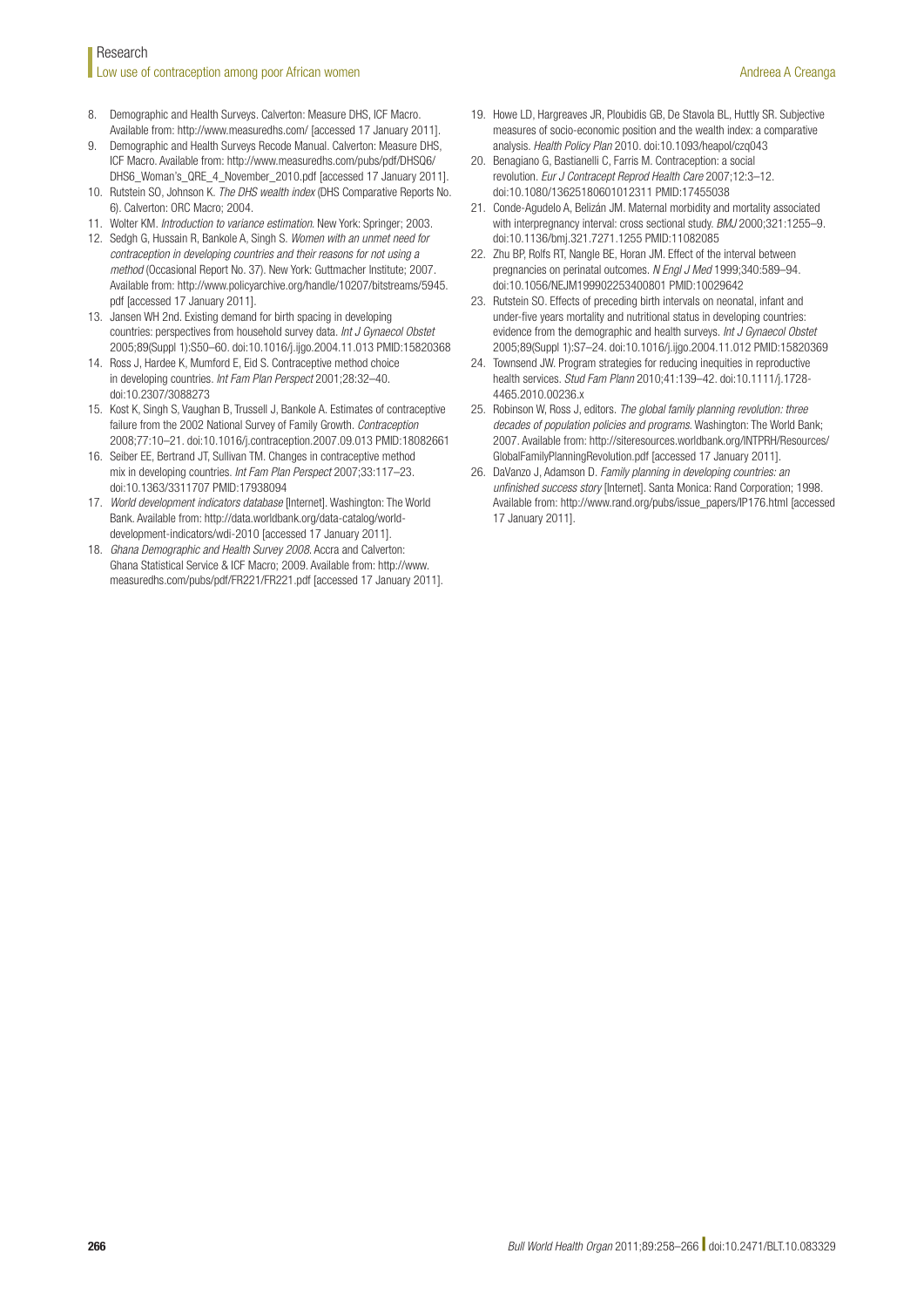8. Demographic and Health Surveys. Calverton: Measure DHS, ICF Macro. Available from: http://www.measuredhs.com/ [accessed 17 January 2011].
9. Demographic and Health Surveys Recode Manual. Calverton: Measure DHS, ICF Macro. Available from: http://www.measuredhs.com/pubs/pdf/DHSQ6/DHS6_Woman's_QRE_4_November_2010.pdf [accessed 17 January 2011].
10. Rutstein SO, Johnson K. *The DHS wealth index* (DHS Comparative Reports No. 6). Calverton: ORC Macro; 2004.
11. Wolter KM. *Introduction to variance estimation*. New York: Springer; 2003.
12. Sedgh G, Hussain R, Bankole A, Singh S. *Women with an unmet need for contraception in developing countries and their reasons for not using a method* (Occasional Report No. 37). New York: Guttmacher Institute; 2007. Available from: http://www.policyarchive.org/handle/10207/bitstreams/5945.pdf [accessed 17 January 2011].
13. Jansen WH 2nd. Existing demand for birth spacing in developing countries: perspectives from household survey data. *Int J Gynaecol Obstet* 2005;89(Suppl 1):S50–60. doi:10.1016/j.ijgo.2004.11.013 PMID:15820368
14. Ross J, Hardee K, Mumford E, Eid S. Contraceptive method choice in developing countries. *Int Fam Plan Perspect* 2001;28:32–40. doi:10.2307/3088273
15. Kost K, Singh S, Vaughan B, Trussell J, Bankole A. Estimates of contraceptive failure from the 2002 National Survey of Family Growth. *Contraception* 2008;77:10–21. doi:10.1016/j.contraception.2007.09.013 PMID:18082661
16. Seiber EE, Bertrand JT, Sullivan TM. Changes in contraceptive method mix in developing countries. *Int Fam Plan Perspect* 2007;33:117–23. doi:10.1363/3311707 PMID:17938094
17. *World development indicators database* [Internet]. Washington: The World Bank. Available from: http://data.worldbank.org/data-catalog/world-development-indicators/wdi-2010 [accessed 17 January 2011].
18. *Ghana Demographic and Health Survey 2008*. Accra and Calverton: Ghana Statistical Service & ICF Macro; 2009. Available from: http://www.measuredhs.com/pubs/pdf/FR221/FR221.pdf [accessed 17 January 2011].
19. Howe LD, Hargreaves JR, Ploubidis GB, De Stavola BL, Huttly SR. Subjective measures of socio-economic position and the wealth index: a comparative analysis. *Health Policy Plan* 2010. doi:10.1093/heapol/czq043
20. Benagiano G, Bastianelli C, Farris M. Contraception: a social revolution. *Eur J Contracept Reprod Health Care* 2007;12:3–12. doi:10.1080/13625180601012311 PMID:17455038
21. Conde-Agudelo A, Belizán JM. Maternal morbidity and mortality associated with interpregnancy interval: cross sectional study. *BMJ* 2000;321:1255–9. doi:10.1136/bmj.321.7271.1255 PMID:11082085
22. Zhu BP, Rolfs RT, Nangle BE, Horan JM. Effect of the interval between pregnancies on perinatal outcomes. *N Engl J Med* 1999;340:589–94. doi:10.1056/NEJM199902253400801 PMID:10029642
23. Rutstein SO. Effects of preceding birth intervals on neonatal, infant and under-five years mortality and nutritional status in developing countries: evidence from the demographic and health surveys. *Int J Gynaecol Obstet* 2005;89(Suppl 1):S7–24. doi:10.1016/j.ijgo.2004.11.012 PMID:15820369
24. Townsend JW. Program strategies for reducing inequities in reproductive health services. *Stud Fam Plann* 2010;41:139–42. doi:10.1111/j.1728-4465.2010.00236.x
25. Robinson W, Ross J, editors. *The global family planning revolution: three decades of population policies and programs*. Washington: The World Bank; 2007. Available from: http://siteresources.worldbank.org/INTPRH/Resources/GlobalFamilyPlanningRevolution.pdf [accessed 17 January 2011].
26. DaVanzo J, Adamson D. *Family planning in developing countries: an unfinished success story* [Internet]. Santa Monica: Rand Corporation; 1998. Available from: http://www.rand.org/pubs/issue_papers/IP176.html [accessed 17 January 2011].